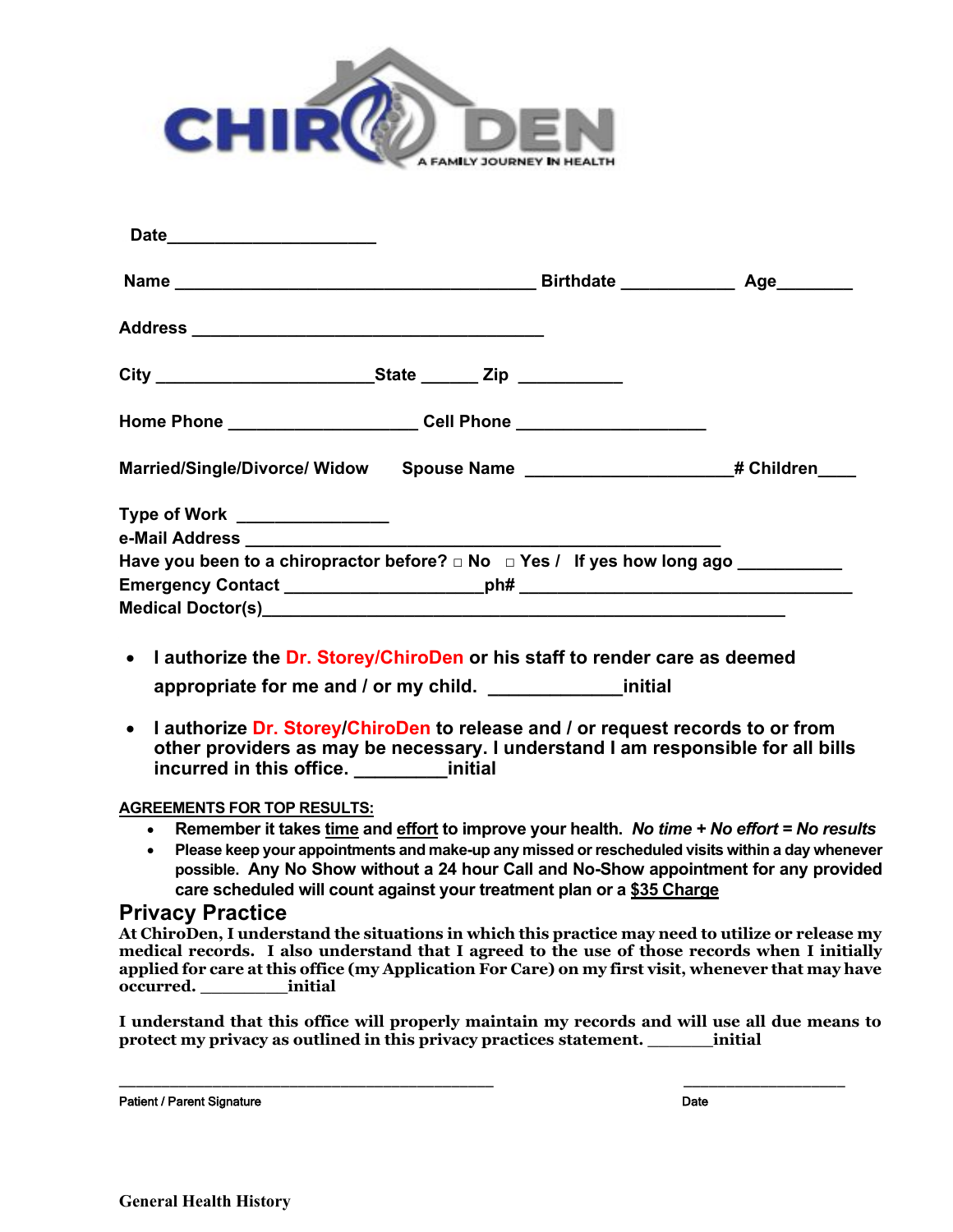# CHIRODEN

A FAMILY JOURNEY IN HEALTH

**Date**______________________

**Name** ______________________________________ **Birthdate** ____________ **Age**________

**Address** _____________________________________

**City** ______________________**State** ______ **Zip** ___________

**Home Phone** ___________________ **Cell Phone** ___________________

**Married/Single/Divorce/ Widow** **Spouse Name** _____________________**# Children**____

**Type of Work** _______________

**e-Mail Address** _______________________________________________

**Have you been to a chiropractor before?** □ **No** □ **Yes / If yes how long ago** __________

**Emergency Contact** ____________________**ph#** ___________________________________

**Medical Doctor(s)**_____________________________________________________

- **I authorize the Dr. Storey/ChiroDen or his staff to render care as deemed appropriate for me and / or my child. _____________initial**
- **I authorize Dr. Storey/ChiroDen to release and / or request records to or from other providers as may be necessary. I understand I am responsible for all bills incurred in this office. _________initial**

**AGREEMENTS FOR TOP RESULTS:**

- **Remember it takes time and effort to improve your health.** ***No time + No effort = No results***
- **Please keep your appointments and make-up any missed or rescheduled visits within a day whenever possible. Any No Show without a 24 hour Call and No-Show appointment for any provided care scheduled will count against your treatment plan or a $35 Charge**

## Privacy Practice

**At ChiroDen, I understand the situations in which this practice may need to utilize or release my medical records. I also understand that I agreed to the use of those records when I initially applied for care at this office (my Application For Care) on my first visit, whenever that may have occurred. _________initial**

**I understand that this office will properly maintain my records and will use all due means to protect my privacy as outlined in this privacy practices statement. _______initial**

_________________________________________ ___________________

Patient / Parent Signature Date

**General Health History**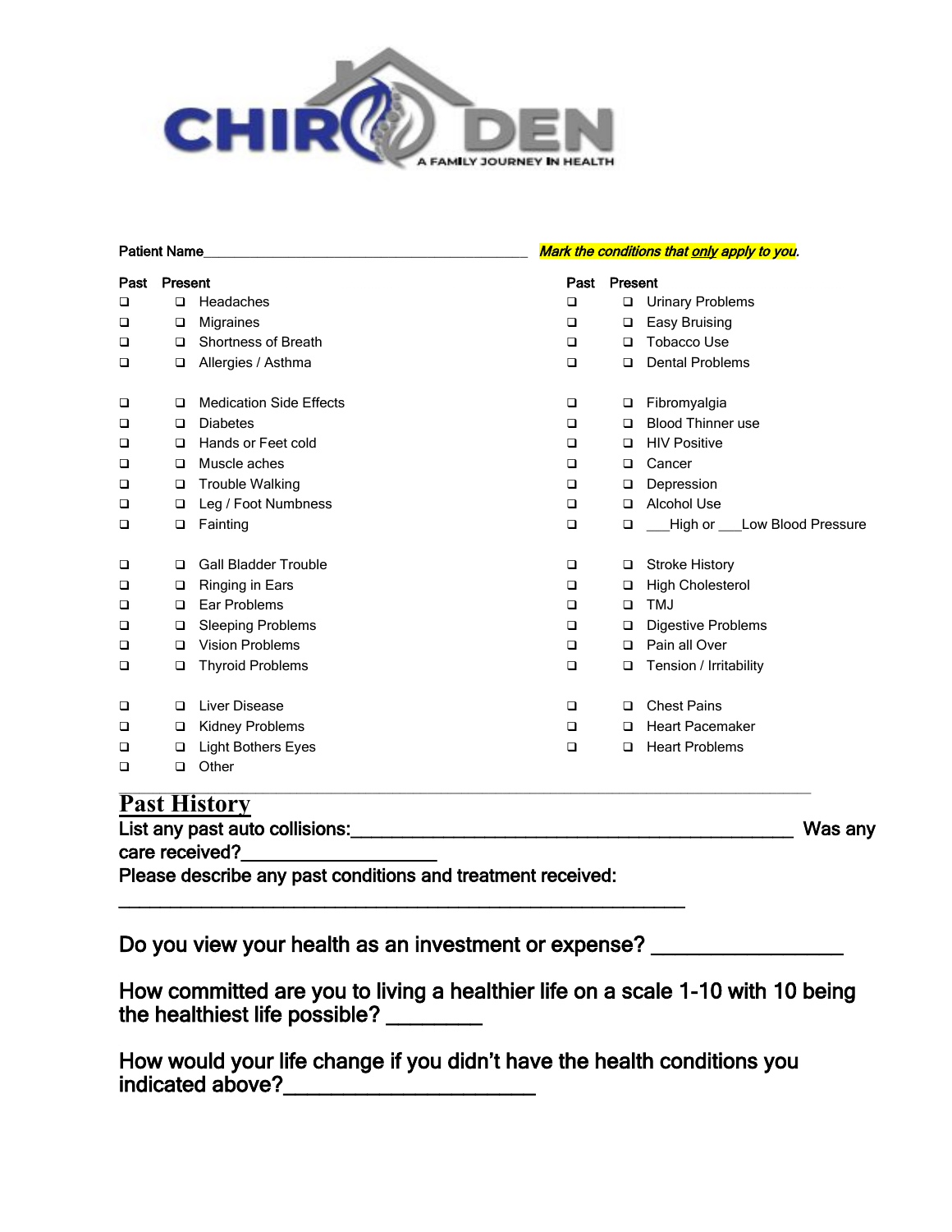Patient Name_____________________________________________ ***Mark the conditions that <u>only</u> apply to you.***

| Past | Present | Condition | Past | Present | Condition |
|---|---|---|---|---|---|
| ☐ | ☐ | Headaches | ☐ | ☐ | Urinary Problems |
| ☐ | ☐ | Migraines | ☐ | ☐ | Easy Bruising |
| ☐ | ☐ | Shortness of Breath | ☐ | ☐ | Tobacco Use |
| ☐ | ☐ | Allergies / Asthma | ☐ | ☐ | Dental Problems |
| ☐ | ☐ | Medication Side Effects | ☐ | ☐ | Fibromyalgia |
| ☐ | ☐ | Diabetes | ☐ | ☐ | Blood Thinner use |
| ☐ | ☐ | Hands or Feet cold | ☐ | ☐ | HIV Positive |
| ☐ | ☐ | Muscle aches | ☐ | ☐ | Cancer |
| ☐ | ☐ | Trouble Walking | ☐ | ☐ | Depression |
| ☐ | ☐ | Leg / Foot Numbness | ☐ | ☐ | Alcohol Use |
| ☐ | ☐ | Fainting | ☐ | ☐ | ___High or ___Low Blood Pressure |
| ☐ | ☐ | Gall Bladder Trouble | ☐ | ☐ | Stroke History |
| ☐ | ☐ | Ringing in Ears | ☐ | ☐ | High Cholesterol |
| ☐ | ☐ | Ear Problems | ☐ | ☐ | TMJ |
| ☐ | ☐ | Sleeping Problems | ☐ | ☐ | Digestive Problems |
| ☐ | ☐ | Vision Problems | ☐ | ☐ | Pain all Over |
| ☐ | ☐ | Thyroid Problems | ☐ | ☐ | Tension / Irritability |
| ☐ | ☐ | Liver Disease | ☐ | ☐ | Chest Pains |
| ☐ | ☐ | Kidney Problems | ☐ | ☐ | Heart Pacemaker |
| ☐ | ☐ | Light Bothers Eyes | ☐ | ☐ | Heart Problems |
| ☐ | ☐ | Other | | | |

## Past History

List any past auto collisions:_______________________________________________ Was any care received?___________________

Please describe any past conditions and treatment received:

____________________________________________________________

Do you view your health as an investment or expense? _________________

How committed are you to living a healthier life on a scale 1-10 with 10 being the healthiest life possible? _________

How would your life change if you didn't have the health conditions you indicated above?______________________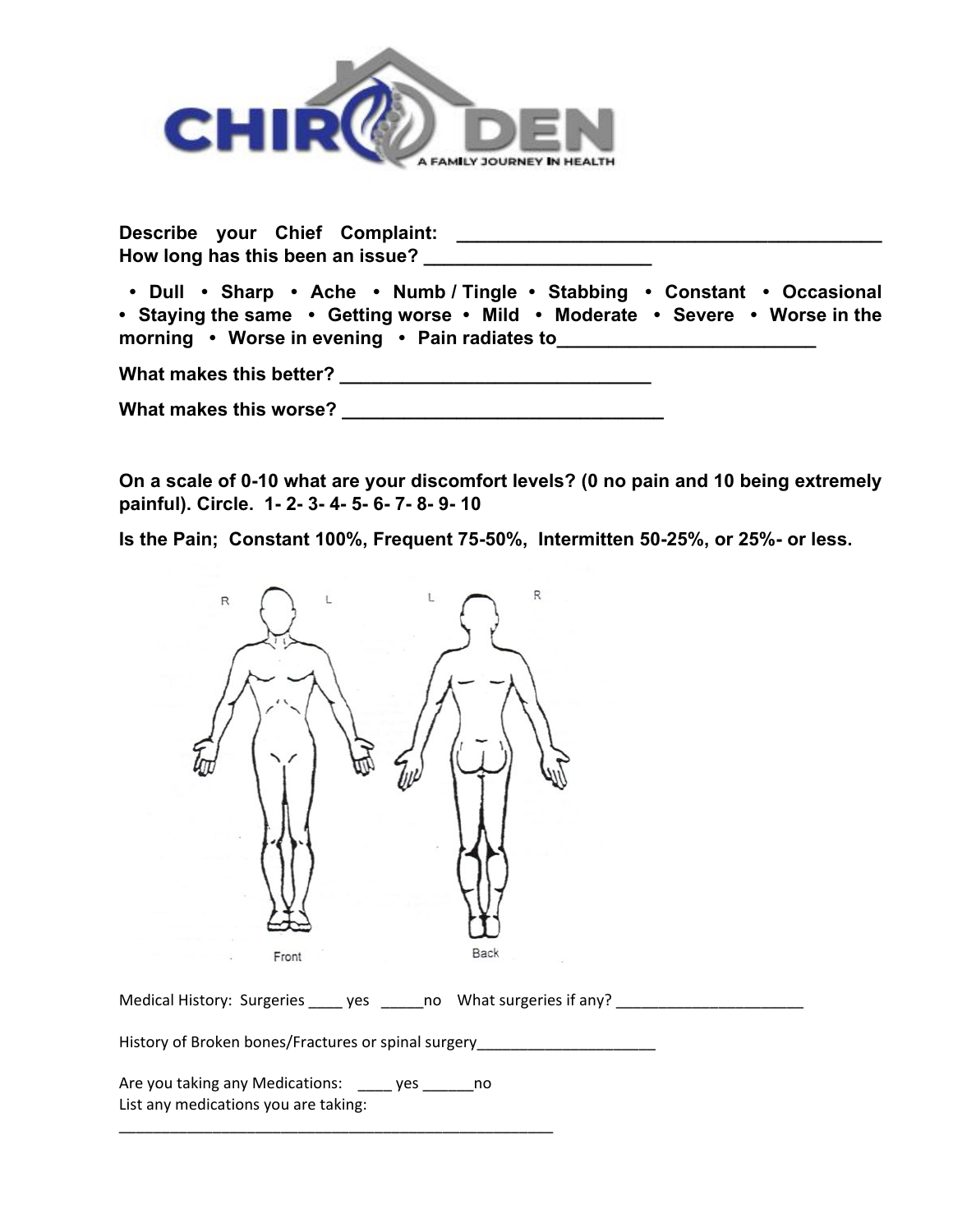**Describe your Chief Complaint: ________________________________________**
**How long has this been an issue? ______________________**

**• Dull • Sharp • Ache • Numb / Tingle • Stabbing • Constant • Occasional • Staying the same • Getting worse • Mild • Moderate • Severe • Worse in the morning • Worse in evening • Pain radiates to_________________________**

**What makes this better? ______________________________**

**What makes this worse? _______________________________**

**On a scale of 0-10 what are your discomfort levels? (0 no pain and 10 being extremely painful). Circle. 1- 2- 3- 4- 5- 6- 7- 8- 9- 10**

**Is the Pain; Constant 100%, Frequent 75-50%, Intermitten 50-25%, or 25%- or less.**

R L L R

Front Back

Medical History: Surgeries ____ yes _____no What surgeries if any? _______________________

History of Broken bones/Fractures or spinal surgery______________________

Are you taking any Medications: ____ yes ______no
List any medications you are taking:
______________________________________________________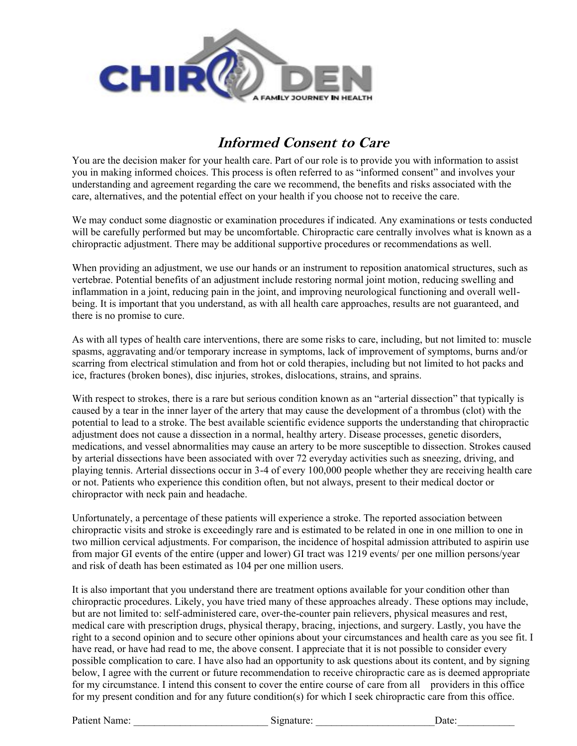# *Informed Consent to Care*

You are the decision maker for your health care. Part of our role is to provide you with information to assist you in making informed choices. This process is often referred to as "informed consent" and involves your understanding and agreement regarding the care we recommend, the benefits and risks associated with the care, alternatives, and the potential effect on your health if you choose not to receive the care.

We may conduct some diagnostic or examination procedures if indicated. Any examinations or tests conducted will be carefully performed but may be uncomfortable. Chiropractic care centrally involves what is known as a chiropractic adjustment. There may be additional supportive procedures or recommendations as well.

When providing an adjustment, we use our hands or an instrument to reposition anatomical structures, such as vertebrae. Potential benefits of an adjustment include restoring normal joint motion, reducing swelling and inflammation in a joint, reducing pain in the joint, and improving neurological functioning and overall well-being. It is important that you understand, as with all health care approaches, results are not guaranteed, and there is no promise to cure.

As with all types of health care interventions, there are some risks to care, including, but not limited to: muscle spasms, aggravating and/or temporary increase in symptoms, lack of improvement of symptoms, burns and/or scarring from electrical stimulation and from hot or cold therapies, including but not limited to hot packs and ice, fractures (broken bones), disc injuries, strokes, dislocations, strains, and sprains.

With respect to strokes, there is a rare but serious condition known as an "arterial dissection" that typically is caused by a tear in the inner layer of the artery that may cause the development of a thrombus (clot) with the potential to lead to a stroke. The best available scientific evidence supports the understanding that chiropractic adjustment does not cause a dissection in a normal, healthy artery. Disease processes, genetic disorders, medications, and vessel abnormalities may cause an artery to be more susceptible to dissection. Strokes caused by arterial dissections have been associated with over 72 everyday activities such as sneezing, driving, and playing tennis. Arterial dissections occur in 3-4 of every 100,000 people whether they are receiving health care or not. Patients who experience this condition often, but not always, present to their medical doctor or chiropractor with neck pain and headache.

Unfortunately, a percentage of these patients will experience a stroke. The reported association between chiropractic visits and stroke is exceedingly rare and is estimated to be related in one in one million to one in two million cervical adjustments. For comparison, the incidence of hospital admission attributed to aspirin use from major GI events of the entire (upper and lower) GI tract was 1219 events/ per one million persons/year and risk of death has been estimated as 104 per one million users.

It is also important that you understand there are treatment options available for your condition other than chiropractic procedures. Likely, you have tried many of these approaches already. These options may include, but are not limited to: self-administered care, over-the-counter pain relievers, physical measures and rest, medical care with prescription drugs, physical therapy, bracing, injections, and surgery. Lastly, you have the right to a second opinion and to secure other opinions about your circumstances and health care as you see fit. I have read, or have had read to me, the above consent. I appreciate that it is not possible to consider every possible complication to care. I have also had an opportunity to ask questions about its content, and by signing below, I agree with the current or future recommendation to receive chiropractic care as is deemed appropriate for my circumstance. I intend this consent to cover the entire course of care from all providers in this office for my present condition and for any future condition(s) for which I seek chiropractic care from this office.

Patient Name: __________________________ Signature: _______________________ Date: ___________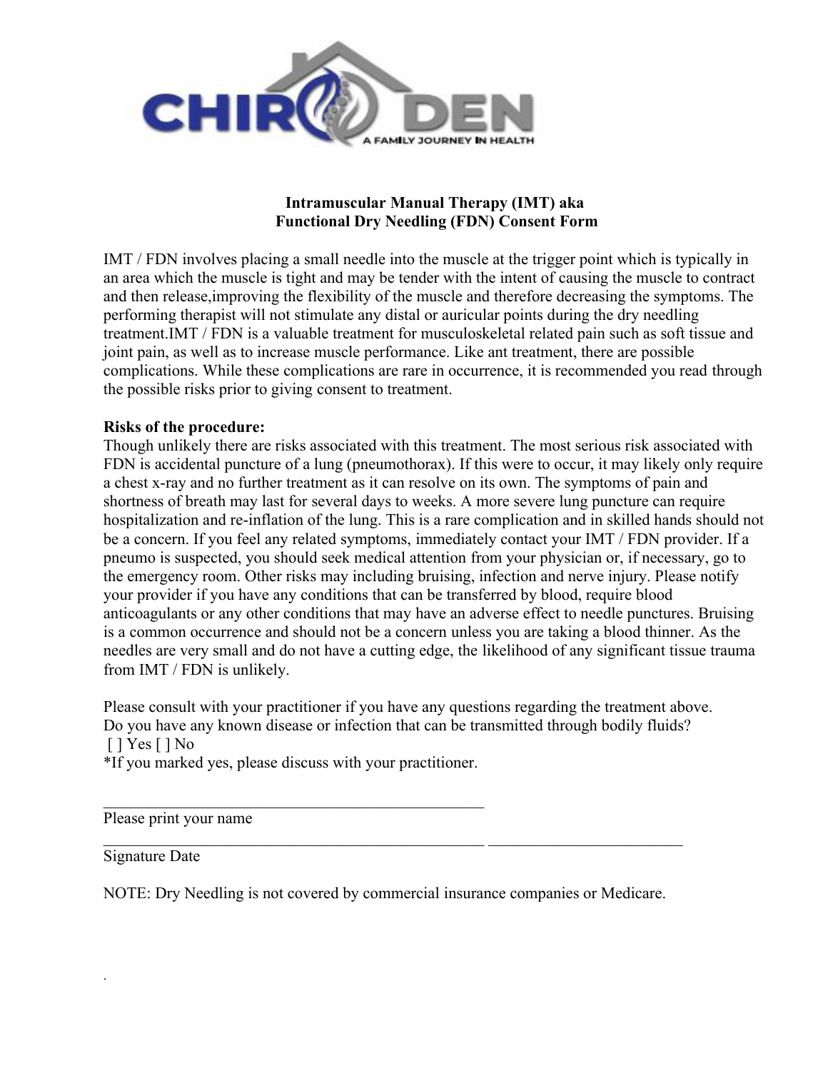**CHIRO DEN**
A FAMILY JOURNEY IN HEALTH

### Intramuscular Manual Therapy (IMT) aka Functional Dry Needling (FDN) Consent Form

IMT / FDN involves placing a small needle into the muscle at the trigger point which is typically in an area which the muscle is tight and may be tender with the intent of causing the muscle to contract and then release,improving the flexibility of the muscle and therefore decreasing the symptoms. The performing therapist will not stimulate any distal or auricular points during the dry needling treatment.IMT / FDN is a valuable treatment for musculoskeletal related pain such as soft tissue and joint pain, as well as to increase muscle performance. Like ant treatment, there are possible complications. While these complications are rare in occurrence, it is recommended you read through the possible risks prior to giving consent to treatment.

**Risks of the procedure:**
Though unlikely there are risks associated with this treatment. The most serious risk associated with FDN is accidental puncture of a lung (pneumothorax). If this were to occur, it may likely only require a chest x-ray and no further treatment as it can resolve on its own. The symptoms of pain and shortness of breath may last for several days to weeks. A more severe lung puncture can require hospitalization and re-inflation of the lung. This is a rare complication and in skilled hands should not be a concern. If you feel any related symptoms, immediately contact your IMT / FDN provider. If a pneumo is suspected, you should seek medical attention from your physician or, if necessary, go to the emergency room. Other risks may including bruising, infection and nerve injury. Please notify your provider if you have any conditions that can be transferred by blood, require blood anticoagulants or any other conditions that may have an adverse effect to needle punctures. Bruising is a common occurrence and should not be a concern unless you are taking a blood thinner. As the needles are very small and do not have a cutting edge, the likelihood of any significant tissue trauma from IMT / FDN is unlikely.

Please consult with your practitioner if you have any questions regarding the treatment above.
Do you have any known disease or infection that can be transmitted through bodily fluids?
[ ] Yes [ ] No
*If you marked yes, please discuss with your practitioner.

_______________________________________________
Please print your name

_______________________________________________ ________________________
Signature Date

NOTE: Dry Needling is not covered by commercial insurance companies or Medicare.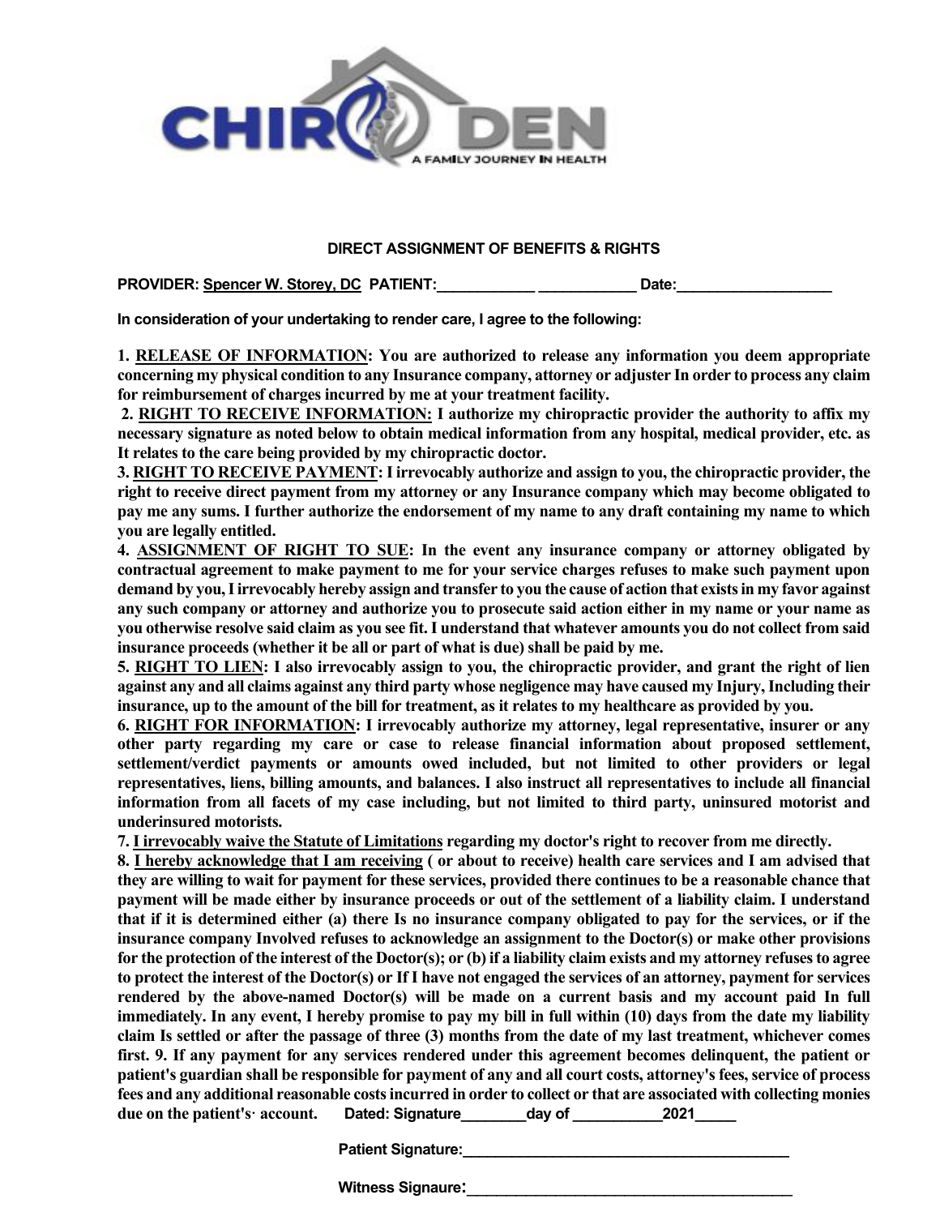CHIRO DEN

A FAMILY JOURNEY IN HEALTH

**DIRECT ASSIGNMENT OF BENEFITS & RIGHTS**

**PROVIDER: Spencer W. Storey, DC PATIENT:____________ ____________ Date:___________________**

**In consideration of your undertaking to render care, I agree to the following:**

**1. RELEASE OF INFORMATION: You are authorized to release any information you deem appropriate concerning my physical condition to any Insurance company, attorney or adjuster In order to process any claim for reimbursement of charges incurred by me at your treatment facility.**

**2. RIGHT TO RECEIVE INFORMATION: I authorize my chiropractic provider the authority to affix my necessary signature as noted below to obtain medical information from any hospital, medical provider, etc. as It relates to the care being provided by my chiropractic doctor.**

**3. RIGHT TO RECEIVE PAYMENT: I irrevocably authorize and assign to you, the chiropractic provider, the right to receive direct payment from my attorney or any Insurance company which may become obligated to pay me any sums. I further authorize the endorsement of my name to any draft containing my name to which you are legally entitled.**

**4. ASSIGNMENT OF RIGHT TO SUE: In the event any insurance company or attorney obligated by contractual agreement to make payment to me for your service charges refuses to make such payment upon demand by you, I irrevocably hereby assign and transfer to you the cause of action that exists in my favor against any such company or attorney and authorize you to prosecute said action either in my name or your name as you otherwise resolve said claim as you see fit. I understand that whatever amounts you do not collect from said insurance proceeds (whether it be all or part of what is due) shall be paid by me.**

**5. RIGHT TO LIEN: I also irrevocably assign to you, the chiropractic provider, and grant the right of lien against any and all claims against any third party whose negligence may have caused my Injury, Including their insurance, up to the amount of the bill for treatment, as it relates to my healthcare as provided by you.**

**6. RIGHT FOR INFORMATION: I irrevocably authorize my attorney, legal representative, insurer or any other party regarding my care or case to release financial information about proposed settlement, settlement/verdict payments or amounts owed included, but not limited to other providers or legal representatives, liens, billing amounts, and balances. I also instruct all representatives to include all financial information from all facets of my case including, but not limited to third party, uninsured motorist and underinsured motorists.**

**7. I irrevocably waive the Statute of Limitations regarding my doctor's right to recover from me directly.**

**8. I hereby acknowledge that I am receiving ( or about to receive) health care services and I am advised that they are willing to wait for payment for these services, provided there continues to be a reasonable chance that payment will be made either by insurance proceeds or out of the settlement of a liability claim. I understand that if it is determined either (a) there Is no insurance company obligated to pay for the services, or if the insurance company Involved refuses to acknowledge an assignment to the Doctor(s) or make other provisions for the protection of the interest of the Doctor(s); or (b) if a liability claim exists and my attorney refuses to agree to protect the interest of the Doctor(s) or If I have not engaged the services of an attorney, payment for services rendered by the above-named Doctor(s) will be made on a current basis and my account paid In full immediately. In any event, I hereby promise to pay my bill in full within (10) days from the date my liability claim Is settled or after the passage of three (3) months from the date of my last treatment, whichever comes first. 9. If any payment for any services rendered under this agreement becomes delinquent, the patient or patient's guardian shall be responsible for payment of any and all court costs, attorney's fees, service of process fees and any additional reasonable costs incurred in order to collect or that are associated with collecting monies due on the patient's· account. Dated: Signature________day of ___________2021_____**

**Patient Signature:________________________________________**

**Witness Signaure:________________________________________**